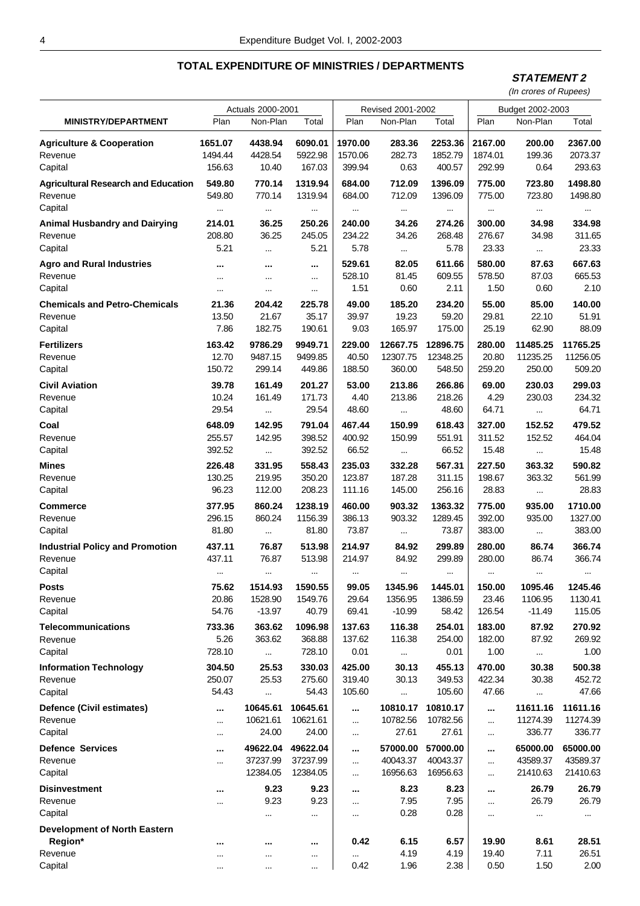## TOTAL EXPENDITURE OF MINISTRIES / DEPARTMENTS

***STATEMENT 2***

*(In crores of Rupees)*

| MINISTRY/DEPARTMENT | Actuals 2000-2001 | | | Revised 2001-2002 | | | Budget 2002-2003 | | |
|---|---|---|---|---|---|---|---|---|---|
| | Plan | Non-Plan | Total | Plan | Non-Plan | Total | Plan | Non-Plan | Total |
| **Agriculture & Cooperation** | **1651.07** | **4438.94** | **6090.01** | **1970.00** | **283.36** | **2253.36** | **2167.00** | **200.00** | **2367.00** |
| Revenue | 1494.44 | 4428.54 | 5922.98 | 1570.06 | 282.73 | 1852.79 | 1874.01 | 199.36 | 2073.37 |
| Capital | 156.63 | 10.40 | 167.03 | 399.94 | 0.63 | 400.57 | 292.99 | 0.64 | 293.63 |
| **Agricultural Research and Education** | **549.80** | **770.14** | **1319.94** | **684.00** | **712.09** | **1396.09** | **775.00** | **723.80** | **1498.80** |
| Revenue | 549.80 | 770.14 | 1319.94 | 684.00 | 712.09 | 1396.09 | 775.00 | 723.80 | 1498.80 |
| Capital | ... | ... | ... | ... | ... | ... | ... | ... | ... |
| **Animal Husbandry and Dairying** | **214.01** | **36.25** | **250.26** | **240.00** | **34.26** | **274.26** | **300.00** | **34.98** | **334.98** |
| Revenue | 208.80 | 36.25 | 245.05 | 234.22 | 34.26 | 268.48 | 276.67 | 34.98 | 311.65 |
| Capital | 5.21 | ... | 5.21 | 5.78 | ... | 5.78 | 23.33 | ... | 23.33 |
| **Agro and Rural Industries** | **...** | **...** | **...** | **529.61** | **82.05** | **611.66** | **580.00** | **87.63** | **667.63** |
| Revenue | ... | ... | ... | 528.10 | 81.45 | 609.55 | 578.50 | 87.03 | 665.53 |
| Capital | ... | ... | ... | 1.51 | 0.60 | 2.11 | 1.50 | 0.60 | 2.10 |
| **Chemicals and Petro-Chemicals** | **21.36** | **204.42** | **225.78** | **49.00** | **185.20** | **234.20** | **55.00** | **85.00** | **140.00** |
| Revenue | 13.50 | 21.67 | 35.17 | 39.97 | 19.23 | 59.20 | 29.81 | 22.10 | 51.91 |
| Capital | 7.86 | 182.75 | 190.61 | 9.03 | 165.97 | 175.00 | 25.19 | 62.90 | 88.09 |
| **Fertilizers** | **163.42** | **9786.29** | **9949.71** | **229.00** | **12667.75** | **12896.75** | **280.00** | **11485.25** | **11765.25** |
| Revenue | 12.70 | 9487.15 | 9499.85 | 40.50 | 12307.75 | 12348.25 | 20.80 | 11235.25 | 11256.05 |
| Capital | 150.72 | 299.14 | 449.86 | 188.50 | 360.00 | 548.50 | 259.20 | 250.00 | 509.20 |
| **Civil Aviation** | **39.78** | **161.49** | **201.27** | **53.00** | **213.86** | **266.86** | **69.00** | **230.03** | **299.03** |
| Revenue | 10.24 | 161.49 | 171.73 | 4.40 | 213.86 | 218.26 | 4.29 | 230.03 | 234.32 |
| Capital | 29.54 | ... | 29.54 | 48.60 | ... | 48.60 | 64.71 | ... | 64.71 |
| **Coal** | **648.09** | **142.95** | **791.04** | **467.44** | **150.99** | **618.43** | **327.00** | **152.52** | **479.52** |
| Revenue | 255.57 | 142.95 | 398.52 | 400.92 | 150.99 | 551.91 | 311.52 | 152.52 | 464.04 |
| Capital | 392.52 | ... | 392.52 | 66.52 | ... | 66.52 | 15.48 | ... | 15.48 |
| **Mines** | **226.48** | **331.95** | **558.43** | **235.03** | **332.28** | **567.31** | **227.50** | **363.32** | **590.82** |
| Revenue | 130.25 | 219.95 | 350.20 | 123.87 | 187.28 | 311.15 | 198.67 | 363.32 | 561.99 |
| Capital | 96.23 | 112.00 | 208.23 | 111.16 | 145.00 | 256.16 | 28.83 | ... | 28.83 |
| **Commerce** | **377.95** | **860.24** | **1238.19** | **460.00** | **903.32** | **1363.32** | **775.00** | **935.00** | **1710.00** |
| Revenue | 296.15 | 860.24 | 1156.39 | 386.13 | 903.32 | 1289.45 | 392.00 | 935.00 | 1327.00 |
| Capital | 81.80 | ... | 81.80 | 73.87 | ... | 73.87 | 383.00 | ... | 383.00 |
| **Industrial Policy and Promotion** | **437.11** | **76.87** | **513.98** | **214.97** | **84.92** | **299.89** | **280.00** | **86.74** | **366.74** |
| Revenue | 437.11 | 76.87 | 513.98 | 214.97 | 84.92 | 299.89 | 280.00 | 86.74 | 366.74 |
| Capital | ... | ... | ... | ... | ... | ... | ... | ... | ... |
| **Posts** | **75.62** | **1514.93** | **1590.55** | **99.05** | **1345.96** | **1445.01** | **150.00** | **1095.46** | **1245.46** |
| Revenue | 20.86 | 1528.90 | 1549.76 | 29.64 | 1356.95 | 1386.59 | 23.46 | 1106.95 | 1130.41 |
| Capital | 54.76 | -13.97 | 40.79 | 69.41 | -10.99 | 58.42 | 126.54 | -11.49 | 115.05 |
| **Telecommunications** | **733.36** | **363.62** | **1096.98** | **137.63** | **116.38** | **254.01** | **183.00** | **87.92** | **270.92** |
| Revenue | 5.26 | 363.62 | 368.88 | 137.62 | 116.38 | 254.00 | 182.00 | 87.92 | 269.92 |
| Capital | 728.10 | ... | 728.10 | 0.01 | ... | 0.01 | 1.00 | ... | 1.00 |
| **Information Technology** | **304.50** | **25.53** | **330.03** | **425.00** | **30.13** | **455.13** | **470.00** | **30.38** | **500.38** |
| Revenue | 250.07 | 25.53 | 275.60 | 319.40 | 30.13 | 349.53 | 422.34 | 30.38 | 452.72 |
| Capital | 54.43 | ... | 54.43 | 105.60 | ... | 105.60 | 47.66 | ... | 47.66 |
| **Defence (Civil estimates)** | **...** | **10645.61** | **10645.61** | **...** | **10810.17** | **10810.17** | **...** | **11611.16** | **11611.16** |
| Revenue | ... | 10621.61 | 10621.61 | ... | 10782.56 | 10782.56 | ... | 11274.39 | 11274.39 |
| Capital | ... | 24.00 | 24.00 | ... | 27.61 | 27.61 | ... | 336.77 | 336.77 |
| **Defence Services** | **...** | **49622.04** | **49622.04** | **...** | **57000.00** | **57000.00** | **...** | **65000.00** | **65000.00** |
| Revenue | ... | 37237.99 | 37237.99 | ... | 40043.37 | 40043.37 | ... | 43589.37 | 43589.37 |
| Capital | | 12384.05 | 12384.05 | ... | 16956.63 | 16956.63 | ... | 21410.63 | 21410.63 |
| **Disinvestment** | **...** | **9.23** | **9.23** | **...** | **8.23** | **8.23** | **...** | **26.79** | **26.79** |
| Revenue | ... | 9.23 | 9.23 | ... | 7.95 | 7.95 | ... | 26.79 | 26.79 |
| Capital | | ... | ... | ... | 0.28 | 0.28 | ... | ... | ... |
| **Development of North Eastern Region*** | **...** | **...** | **...** | **0.42** | **6.15** | **6.57** | **19.90** | **8.61** | **28.51** |
| Revenue | ... | ... | ... | ... | 4.19 | 4.19 | 19.40 | 7.11 | 26.51 |
| Capital | ... | ... | ... | 0.42 | 1.96 | 2.38 | 0.50 | 1.50 | 2.00 |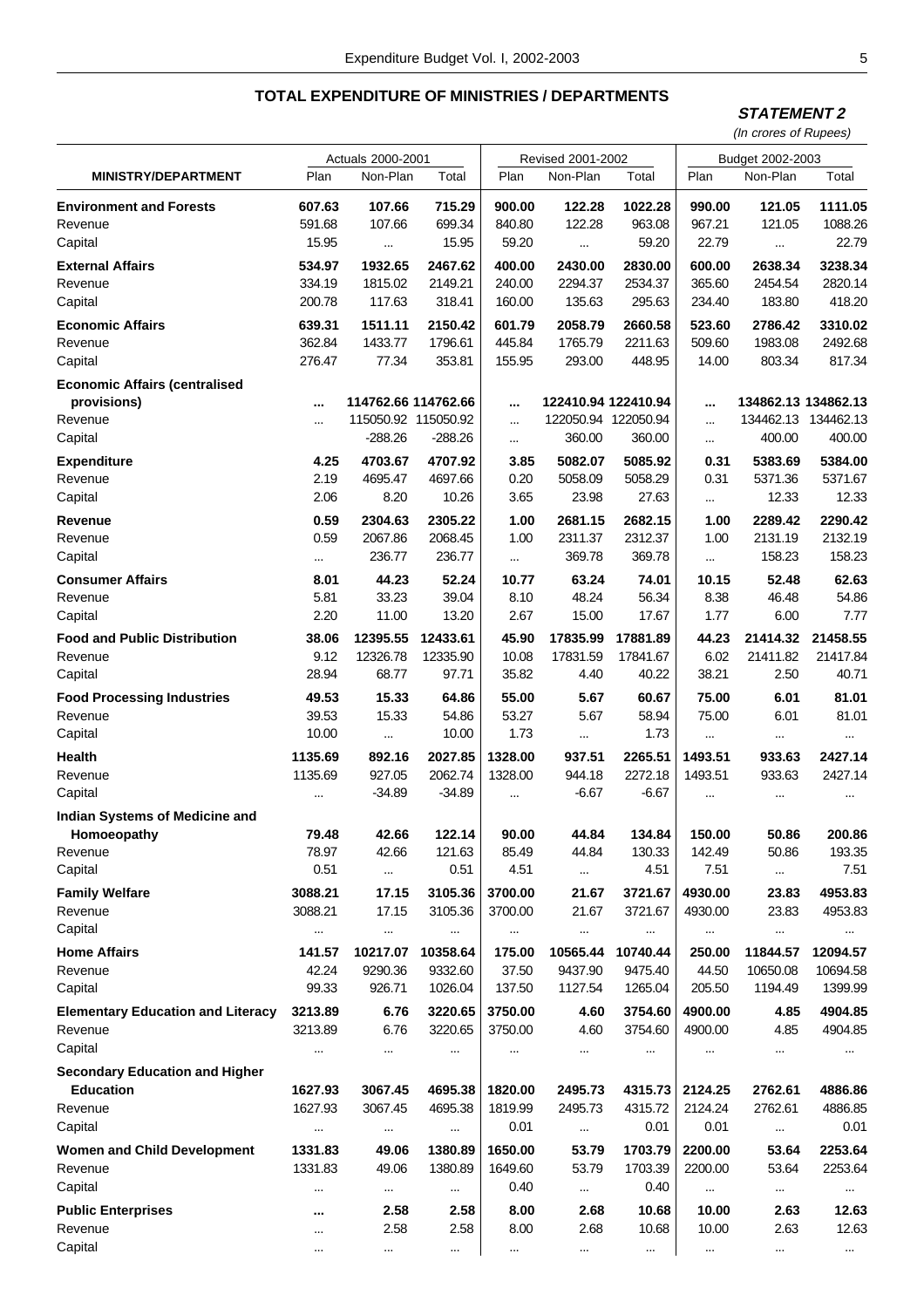## TOTAL EXPENDITURE OF MINISTRIES / DEPARTMENTS

**STATEMENT 2**

*(In crores of Rupees)*

| MINISTRY/DEPARTMENT | Actuals 2000-2001 | | | Revised 2001-2002 | | | Budget 2002-2003 | | |
|---|---|---|---|---|---|---|---|---|---|
| | Plan | Non-Plan | Total | Plan | Non-Plan | Total | Plan | Non-Plan | Total |
| **Environment and Forests** | **607.63** | **107.66** | **715.29** | **900.00** | **122.28** | **1022.28** | **990.00** | **121.05** | **1111.05** |
| Revenue | 591.68 | 107.66 | 699.34 | 840.80 | 122.28 | 963.08 | 967.21 | 121.05 | 1088.26 |
| Capital | 15.95 | ... | 15.95 | 59.20 | ... | 59.20 | 22.79 | ... | 22.79 |
| **External Affairs** | **534.97** | **1932.65** | **2467.62** | **400.00** | **2430.00** | **2830.00** | **600.00** | **2638.34** | **3238.34** |
| Revenue | 334.19 | 1815.02 | 2149.21 | 240.00 | 2294.37 | 2534.37 | 365.60 | 2454.54 | 2820.14 |
| Capital | 200.78 | 117.63 | 318.41 | 160.00 | 135.63 | 295.63 | 234.40 | 183.80 | 418.20 |
| **Economic Affairs** | **639.31** | **1511.11** | **2150.42** | **601.79** | **2058.79** | **2660.58** | **523.60** | **2786.42** | **3310.02** |
| Revenue | 362.84 | 1433.77 | 1796.61 | 445.84 | 1765.79 | 2211.63 | 509.60 | 1983.08 | 2492.68 |
| Capital | 276.47 | 77.34 | 353.81 | 155.95 | 293.00 | 448.95 | 14.00 | 803.34 | 817.34 |
| **Economic Affairs (centralised provisions)** | **...** | **114762.66** | **114762.66** | **...** | **122410.94** | **122410.94** | **...** | **134862.13** | **134862.13** |
| Revenue | ... | 115050.92 | 115050.92 | ... | 122050.94 | 122050.94 | ... | 134462.13 | 134462.13 |
| Capital | | -288.26 | -288.26 | ... | 360.00 | 360.00 | ... | 400.00 | 400.00 |
| **Expenditure** | **4.25** | **4703.67** | **4707.92** | **3.85** | **5082.07** | **5085.92** | **0.31** | **5383.69** | **5384.00** |
| Revenue | 2.19 | 4695.47 | 4697.66 | 0.20 | 5058.09 | 5058.29 | 0.31 | 5371.36 | 5371.67 |
| Capital | 2.06 | 8.20 | 10.26 | 3.65 | 23.98 | 27.63 | ... | 12.33 | 12.33 |
| **Revenue** | **0.59** | **2304.63** | **2305.22** | **1.00** | **2681.15** | **2682.15** | **1.00** | **2289.42** | **2290.42** |
| Revenue | 0.59 | 2067.86 | 2068.45 | 1.00 | 2311.37 | 2312.37 | 1.00 | 2131.19 | 2132.19 |
| Capital | ... | 236.77 | 236.77 | ... | 369.78 | 369.78 | ... | 158.23 | 158.23 |
| **Consumer Affairs** | **8.01** | **44.23** | **52.24** | **10.77** | **63.24** | **74.01** | **10.15** | **52.48** | **62.63** |
| Revenue | 5.81 | 33.23 | 39.04 | 8.10 | 48.24 | 56.34 | 8.38 | 46.48 | 54.86 |
| Capital | 2.20 | 11.00 | 13.20 | 2.67 | 15.00 | 17.67 | 1.77 | 6.00 | 7.77 |
| **Food and Public Distribution** | **38.06** | **12395.55** | **12433.61** | **45.90** | **17835.99** | **17881.89** | **44.23** | **21414.32** | **21458.55** |
| Revenue | 9.12 | 12326.78 | 12335.90 | 10.08 | 17831.59 | 17841.67 | 6.02 | 21411.82 | 21417.84 |
| Capital | 28.94 | 68.77 | 97.71 | 35.82 | 4.40 | 40.22 | 38.21 | 2.50 | 40.71 |
| **Food Processing Industries** | **49.53** | **15.33** | **64.86** | **55.00** | **5.67** | **60.67** | **75.00** | **6.01** | **81.01** |
| Revenue | 39.53 | 15.33 | 54.86 | 53.27 | 5.67 | 58.94 | 75.00 | 6.01 | 81.01 |
| Capital | 10.00 | ... | 10.00 | 1.73 | ... | 1.73 | ... | ... | ... |
| **Health** | **1135.69** | **892.16** | **2027.85** | **1328.00** | **937.51** | **2265.51** | **1493.51** | **933.63** | **2427.14** |
| Revenue | 1135.69 | 927.05 | 2062.74 | 1328.00 | 944.18 | 2272.18 | 1493.51 | 933.63 | 2427.14 |
| Capital | ... | -34.89 | -34.89 | ... | -6.67 | -6.67 | ... | ... | ... |
| **Indian Systems of Medicine and Homoeopathy** | **79.48** | **42.66** | **122.14** | **90.00** | **44.84** | **134.84** | **150.00** | **50.86** | **200.86** |
| Revenue | 78.97 | 42.66 | 121.63 | 85.49 | 44.84 | 130.33 | 142.49 | 50.86 | 193.35 |
| Capital | 0.51 | ... | 0.51 | 4.51 | ... | 4.51 | 7.51 | ... | 7.51 |
| **Family Welfare** | **3088.21** | **17.15** | **3105.36** | **3700.00** | **21.67** | **3721.67** | **4930.00** | **23.83** | **4953.83** |
| Revenue | 3088.21 | 17.15 | 3105.36 | 3700.00 | 21.67 | 3721.67 | 4930.00 | 23.83 | 4953.83 |
| Capital | ... | ... | ... | ... | ... | ... | ... | ... | ... |
| **Home Affairs** | **141.57** | **10217.07** | **10358.64** | **175.00** | **10565.44** | **10740.44** | **250.00** | **11844.57** | **12094.57** |
| Revenue | 42.24 | 9290.36 | 9332.60 | 37.50 | 9437.90 | 9475.40 | 44.50 | 10650.08 | 10694.58 |
| Capital | 99.33 | 926.71 | 1026.04 | 137.50 | 1127.54 | 1265.04 | 205.50 | 1194.49 | 1399.99 |
| **Elementary Education and Literacy** | **3213.89** | **6.76** | **3220.65** | **3750.00** | **4.60** | **3754.60** | **4900.00** | **4.85** | **4904.85** |
| Revenue | 3213.89 | 6.76 | 3220.65 | 3750.00 | 4.60 | 3754.60 | 4900.00 | 4.85 | 4904.85 |
| Capital | ... | ... | ... | ... | ... | ... | ... | ... | ... |
| **Secondary Education and Higher Education** | **1627.93** | **3067.45** | **4695.38** | **1820.00** | **2495.73** | **4315.73** | **2124.25** | **2762.61** | **4886.86** |
| Revenue | 1627.93 | 3067.45 | 4695.38 | 1819.99 | 2495.73 | 4315.72 | 2124.24 | 2762.61 | 4886.85 |
| Capital | ... | ... | ... | 0.01 | ... | 0.01 | 0.01 | ... | 0.01 |
| **Women and Child Development** | **1331.83** | **49.06** | **1380.89** | **1650.00** | **53.79** | **1703.79** | **2200.00** | **53.64** | **2253.64** |
| Revenue | 1331.83 | 49.06 | 1380.89 | 1649.60 | 53.79 | 1703.39 | 2200.00 | 53.64 | 2253.64 |
| Capital | ... | ... | ... | 0.40 | ... | 0.40 | ... | ... | ... |
| **Public Enterprises** | **...** | **2.58** | **2.58** | **8.00** | **2.68** | **10.68** | **10.00** | **2.63** | **12.63** |
| Revenue | ... | 2.58 | 2.58 | 8.00 | 2.68 | 10.68 | 10.00 | 2.63 | 12.63 |
| Capital | ... | ... | ... | ... | ... | ... | ... | ... | ... |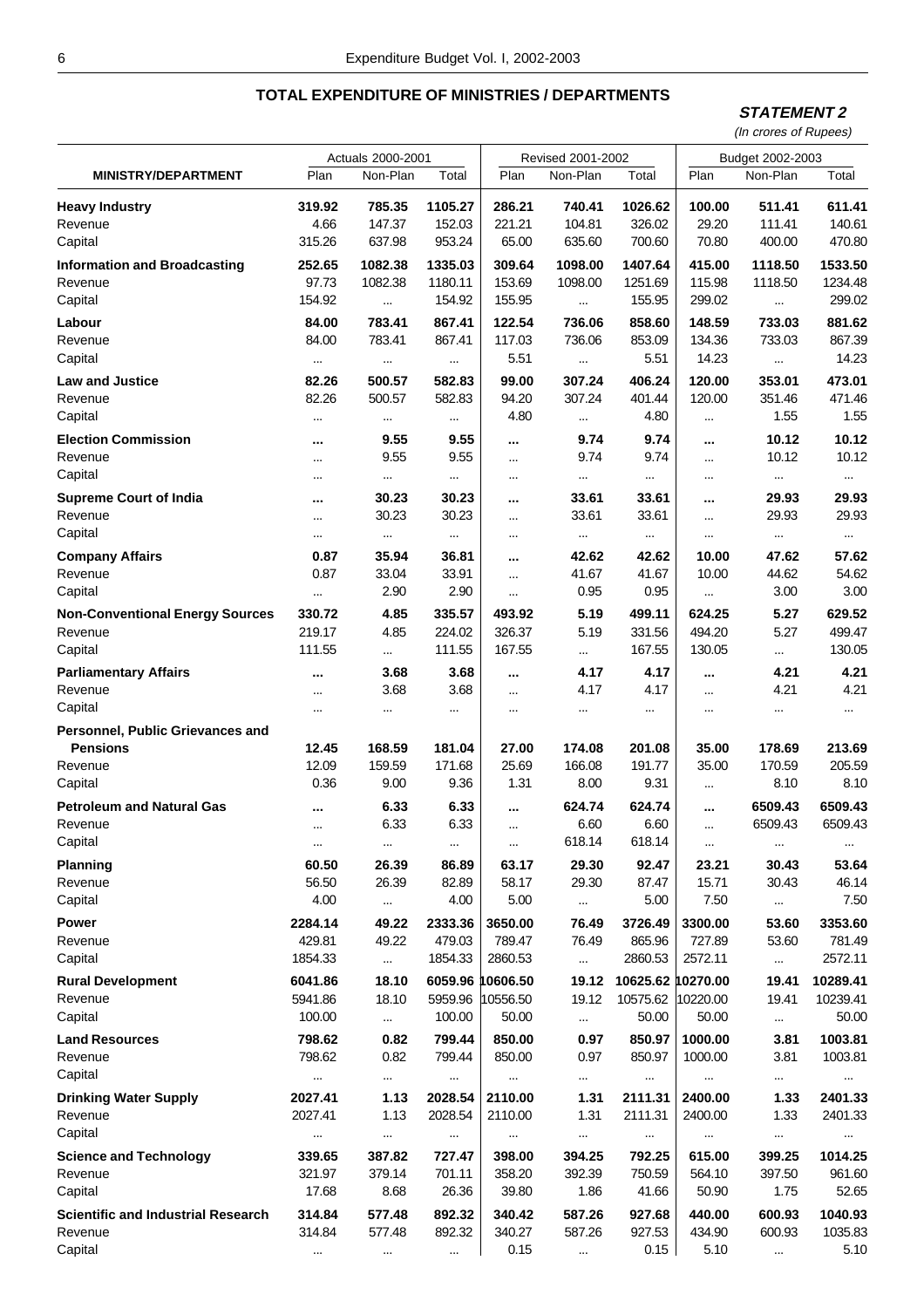## TOTAL EXPENDITURE OF MINISTRIES / DEPARTMENTS

**STATEMENT 2**

*(In crores of Rupees)*

| MINISTRY/DEPARTMENT | Actuals 2000-2001 | | | Revised 2001-2002 | | | Budget 2002-2003 | | |
|---|---|---|---|---|---|---|---|---|---|
| | Plan | Non-Plan | Total | Plan | Non-Plan | Total | Plan | Non-Plan | Total |
| **Heavy Industry** | **319.92** | **785.35** | **1105.27** | **286.21** | **740.41** | **1026.62** | **100.00** | **511.41** | **611.41** |
| Revenue | 4.66 | 147.37 | 152.03 | 221.21 | 104.81 | 326.02 | 29.20 | 111.41 | 140.61 |
| Capital | 315.26 | 637.98 | 953.24 | 65.00 | 635.60 | 700.60 | 70.80 | 400.00 | 470.80 |
| **Information and Broadcasting** | **252.65** | **1082.38** | **1335.03** | **309.64** | **1098.00** | **1407.64** | **415.00** | **1118.50** | **1533.50** |
| Revenue | 97.73 | 1082.38 | 1180.11 | 153.69 | 1098.00 | 1251.69 | 115.98 | 1118.50 | 1234.48 |
| Capital | 154.92 | ... | 154.92 | 155.95 | ... | 155.95 | 299.02 | ... | 299.02 |
| **Labour** | **84.00** | **783.41** | **867.41** | **122.54** | **736.06** | **858.60** | **148.59** | **733.03** | **881.62** |
| Revenue | 84.00 | 783.41 | 867.41 | 117.03 | 736.06 | 853.09 | 134.36 | 733.03 | 867.39 |
| Capital | ... | ... | ... | 5.51 | ... | 5.51 | 14.23 | ... | 14.23 |
| **Law and Justice** | **82.26** | **500.57** | **582.83** | **99.00** | **307.24** | **406.24** | **120.00** | **353.01** | **473.01** |
| Revenue | 82.26 | 500.57 | 582.83 | 94.20 | 307.24 | 401.44 | 120.00 | 351.46 | 471.46 |
| Capital | ... | ... | ... | 4.80 | ... | 4.80 | ... | 1.55 | 1.55 |
| **Election Commission** | **...** | **9.55** | **9.55** | **...** | **9.74** | **9.74** | **...** | **10.12** | **10.12** |
| Revenue | ... | 9.55 | 9.55 | ... | 9.74 | 9.74 | ... | 10.12 | 10.12 |
| Capital | ... | ... | ... | ... | ... | ... | ... | ... | ... |
| **Supreme Court of India** | **...** | **30.23** | **30.23** | **...** | **33.61** | **33.61** | **...** | **29.93** | **29.93** |
| Revenue | ... | 30.23 | 30.23 | ... | 33.61 | 33.61 | ... | 29.93 | 29.93 |
| Capital | ... | ... | ... | ... | ... | ... | ... | ... | ... |
| **Company Affairs** | **0.87** | **35.94** | **36.81** | **...** | **42.62** | **42.62** | **10.00** | **47.62** | **57.62** |
| Revenue | 0.87 | 33.04 | 33.91 | ... | 41.67 | 41.67 | 10.00 | 44.62 | 54.62 |
| Capital | ... | 2.90 | 2.90 | ... | 0.95 | 0.95 | ... | 3.00 | 3.00 |
| **Non-Conventional Energy Sources** | **330.72** | **4.85** | **335.57** | **493.92** | **5.19** | **499.11** | **624.25** | **5.27** | **629.52** |
| Revenue | 219.17 | 4.85 | 224.02 | 326.37 | 5.19 | 331.56 | 494.20 | 5.27 | 499.47 |
| Capital | 111.55 | ... | 111.55 | 167.55 | ... | 167.55 | 130.05 | ... | 130.05 |
| **Parliamentary Affairs** | **...** | **3.68** | **3.68** | **...** | **4.17** | **4.17** | **...** | **4.21** | **4.21** |
| Revenue | ... | 3.68 | 3.68 | ... | 4.17 | 4.17 | ... | 4.21 | 4.21 |
| Capital | ... | ... | ... | ... | ... | ... | ... | ... | ... |
| **Personnel, Public Grievances and Pensions** | **12.45** | **168.59** | **181.04** | **27.00** | **174.08** | **201.08** | **35.00** | **178.69** | **213.69** |
| Revenue | 12.09 | 159.59 | 171.68 | 25.69 | 166.08 | 191.77 | 35.00 | 170.59 | 205.59 |
| Capital | 0.36 | 9.00 | 9.36 | 1.31 | 8.00 | 9.31 | ... | 8.10 | 8.10 |
| **Petroleum and Natural Gas** | **...** | **6.33** | **6.33** | **...** | **624.74** | **624.74** | **...** | **6509.43** | **6509.43** |
| Revenue | ... | 6.33 | 6.33 | ... | 6.60 | 6.60 | ... | 6509.43 | 6509.43 |
| Capital | ... | ... | ... | ... | 618.14 | 618.14 | ... | ... | ... |
| **Planning** | **60.50** | **26.39** | **86.89** | **63.17** | **29.30** | **92.47** | **23.21** | **30.43** | **53.64** |
| Revenue | 56.50 | 26.39 | 82.89 | 58.17 | 29.30 | 87.47 | 15.71 | 30.43 | 46.14 |
| Capital | 4.00 | ... | 4.00 | 5.00 | ... | 5.00 | 7.50 | ... | 7.50 |
| **Power** | **2284.14** | **49.22** | **2333.36** | **3650.00** | **76.49** | **3726.49** | **3300.00** | **53.60** | **3353.60** |
| Revenue | 429.81 | 49.22 | 479.03 | 789.47 | 76.49 | 865.96 | 727.89 | 53.60 | 781.49 |
| Capital | 1854.33 | ... | 1854.33 | 2860.53 | ... | 2860.53 | 2572.11 | ... | 2572.11 |
| **Rural Development** | **6041.86** | **18.10** | **6059.96** | **10606.50** | **19.12** | **10625.62** | **10270.00** | **19.41** | **10289.41** |
| Revenue | 5941.86 | 18.10 | 5959.96 | 10556.50 | 19.12 | 10575.62 | 10220.00 | 19.41 | 10239.41 |
| Capital | 100.00 | ... | 100.00 | 50.00 | ... | 50.00 | 50.00 | ... | 50.00 |
| **Land Resources** | **798.62** | **0.82** | **799.44** | **850.00** | **0.97** | **850.97** | **1000.00** | **3.81** | **1003.81** |
| Revenue | 798.62 | 0.82 | 799.44 | 850.00 | 0.97 | 850.97 | 1000.00 | 3.81 | 1003.81 |
| Capital | ... | ... | ... | ... | ... | ... | ... | ... | ... |
| **Drinking Water Supply** | **2027.41** | **1.13** | **2028.54** | **2110.00** | **1.31** | **2111.31** | **2400.00** | **1.33** | **2401.33** |
| Revenue | 2027.41 | 1.13 | 2028.54 | 2110.00 | 1.31 | 2111.31 | 2400.00 | 1.33 | 2401.33 |
| Capital | ... | ... | ... | ... | ... | ... | ... | ... | ... |
| **Science and Technology** | **339.65** | **387.82** | **727.47** | **398.00** | **394.25** | **792.25** | **615.00** | **399.25** | **1014.25** |
| Revenue | 321.97 | 379.14 | 701.11 | 358.20 | 392.39 | 750.59 | 564.10 | 397.50 | 961.60 |
| Capital | 17.68 | 8.68 | 26.36 | 39.80 | 1.86 | 41.66 | 50.90 | 1.75 | 52.65 |
| **Scientific and Industrial Research** | **314.84** | **577.48** | **892.32** | **340.42** | **587.26** | **927.68** | **440.00** | **600.93** | **1040.93** |
| Revenue | 314.84 | 577.48 | 892.32 | 340.27 | 587.26 | 927.53 | 434.90 | 600.93 | 1035.83 |
| Capital | ... | ... | ... | 0.15 | ... | 0.15 | 5.10 | ... | 5.10 |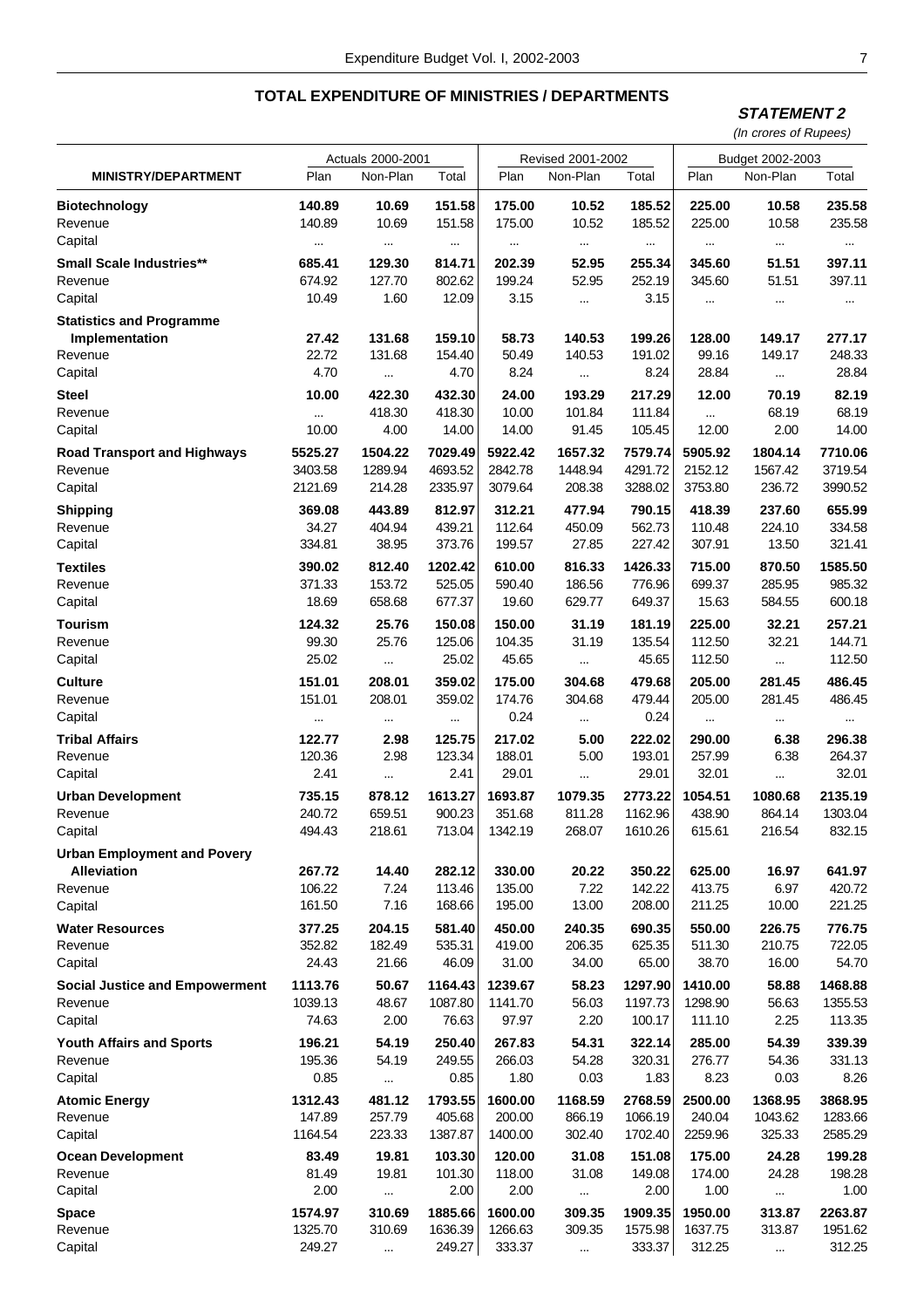## TOTAL EXPENDITURE OF MINISTRIES / DEPARTMENTS

**STATEMENT 2**

*(In crores of Rupees)*

| MINISTRY/DEPARTMENT | Actuals 2000-2001 | | | Revised 2001-2002 | | | Budget 2002-2003 | | |
|---|---|---|---|---|---|---|---|---|---|
| | Plan | Non-Plan | Total | Plan | Non-Plan | Total | Plan | Non-Plan | Total |
| **Biotechnology** | **140.89** | **10.69** | **151.58** | **175.00** | **10.52** | **185.52** | **225.00** | **10.58** | **235.58** |
| Revenue | 140.89 | 10.69 | 151.58 | 175.00 | 10.52 | 185.52 | 225.00 | 10.58 | 235.58 |
| Capital | ... | ... | ... | ... | ... | ... | ... | ... | ... |
| **Small Scale Industries**** | **685.41** | **129.30** | **814.71** | **202.39** | **52.95** | **255.34** | **345.60** | **51.51** | **397.11** |
| Revenue | 674.92 | 127.70 | 802.62 | 199.24 | 52.95 | 252.19 | 345.60 | 51.51 | 397.11 |
| Capital | 10.49 | 1.60 | 12.09 | 3.15 | ... | 3.15 | ... | ... | ... |
| **Statistics and Programme Implementation** | **27.42** | **131.68** | **159.10** | **58.73** | **140.53** | **199.26** | **128.00** | **149.17** | **277.17** |
| Revenue | 22.72 | 131.68 | 154.40 | 50.49 | 140.53 | 191.02 | 99.16 | 149.17 | 248.33 |
| Capital | 4.70 | ... | 4.70 | 8.24 | ... | 8.24 | 28.84 | ... | 28.84 |
| **Steel** | **10.00** | **422.30** | **432.30** | **24.00** | **193.29** | **217.29** | **12.00** | **70.19** | **82.19** |
| Revenue | ... | 418.30 | 418.30 | 10.00 | 101.84 | 111.84 | ... | 68.19 | 68.19 |
| Capital | 10.00 | 4.00 | 14.00 | 14.00 | 91.45 | 105.45 | 12.00 | 2.00 | 14.00 |
| **Road Transport and Highways** | **5525.27** | **1504.22** | **7029.49** | **5922.42** | **1657.32** | **7579.74** | **5905.92** | **1804.14** | **7710.06** |
| Revenue | 3403.58 | 1289.94 | 4693.52 | 2842.78 | 1448.94 | 4291.72 | 2152.12 | 1567.42 | 3719.54 |
| Capital | 2121.69 | 214.28 | 2335.97 | 3079.64 | 208.38 | 3288.02 | 3753.80 | 236.72 | 3990.52 |
| **Shipping** | **369.08** | **443.89** | **812.97** | **312.21** | **477.94** | **790.15** | **418.39** | **237.60** | **655.99** |
| Revenue | 34.27 | 404.94 | 439.21 | 112.64 | 450.09 | 562.73 | 110.48 | 224.10 | 334.58 |
| Capital | 334.81 | 38.95 | 373.76 | 199.57 | 27.85 | 227.42 | 307.91 | 13.50 | 321.41 |
| **Textiles** | **390.02** | **812.40** | **1202.42** | **610.00** | **816.33** | **1426.33** | **715.00** | **870.50** | **1585.50** |
| Revenue | 371.33 | 153.72 | 525.05 | 590.40 | 186.56 | 776.96 | 699.37 | 285.95 | 985.32 |
| Capital | 18.69 | 658.68 | 677.37 | 19.60 | 629.77 | 649.37 | 15.63 | 584.55 | 600.18 |
| **Tourism** | **124.32** | **25.76** | **150.08** | **150.00** | **31.19** | **181.19** | **225.00** | **32.21** | **257.21** |
| Revenue | 99.30 | 25.76 | 125.06 | 104.35 | 31.19 | 135.54 | 112.50 | 32.21 | 144.71 |
| Capital | 25.02 | ... | 25.02 | 45.65 | ... | 45.65 | 112.50 | ... | 112.50 |
| **Culture** | **151.01** | **208.01** | **359.02** | **175.00** | **304.68** | **479.68** | **205.00** | **281.45** | **486.45** |
| Revenue | 151.01 | 208.01 | 359.02 | 174.76 | 304.68 | 479.44 | 205.00 | 281.45 | 486.45 |
| Capital | ... | ... | ... | 0.24 | ... | 0.24 | ... | ... | ... |
| **Tribal Affairs** | **122.77** | **2.98** | **125.75** | **217.02** | **5.00** | **222.02** | **290.00** | **6.38** | **296.38** |
| Revenue | 120.36 | 2.98 | 123.34 | 188.01 | 5.00 | 193.01 | 257.99 | 6.38 | 264.37 |
| Capital | 2.41 | ... | 2.41 | 29.01 | ... | 29.01 | 32.01 | ... | 32.01 |
| **Urban Development** | **735.15** | **878.12** | **1613.27** | **1693.87** | **1079.35** | **2773.22** | **1054.51** | **1080.68** | **2135.19** |
| Revenue | 240.72 | 659.51 | 900.23 | 351.68 | 811.28 | 1162.96 | 438.90 | 864.14 | 1303.04 |
| Capital | 494.43 | 218.61 | 713.04 | 1342.19 | 268.07 | 1610.26 | 615.61 | 216.54 | 832.15 |
| **Urban Employment and Povery Alleviation** | **267.72** | **14.40** | **282.12** | **330.00** | **20.22** | **350.22** | **625.00** | **16.97** | **641.97** |
| Revenue | 106.22 | 7.24 | 113.46 | 135.00 | 7.22 | 142.22 | 413.75 | 6.97 | 420.72 |
| Capital | 161.50 | 7.16 | 168.66 | 195.00 | 13.00 | 208.00 | 211.25 | 10.00 | 221.25 |
| **Water Resources** | **377.25** | **204.15** | **581.40** | **450.00** | **240.35** | **690.35** | **550.00** | **226.75** | **776.75** |
| Revenue | 352.82 | 182.49 | 535.31 | 419.00 | 206.35 | 625.35 | 511.30 | 210.75 | 722.05 |
| Capital | 24.43 | 21.66 | 46.09 | 31.00 | 34.00 | 65.00 | 38.70 | 16.00 | 54.70 |
| **Social Justice and Empowerment** | **1113.76** | **50.67** | **1164.43** | **1239.67** | **58.23** | **1297.90** | **1410.00** | **58.88** | **1468.88** |
| Revenue | 1039.13 | 48.67 | 1087.80 | 1141.70 | 56.03 | 1197.73 | 1298.90 | 56.63 | 1355.53 |
| Capital | 74.63 | 2.00 | 76.63 | 97.97 | 2.20 | 100.17 | 111.10 | 2.25 | 113.35 |
| **Youth Affairs and Sports** | **196.21** | **54.19** | **250.40** | **267.83** | **54.31** | **322.14** | **285.00** | **54.39** | **339.39** |
| Revenue | 195.36 | 54.19 | 249.55 | 266.03 | 54.28 | 320.31 | 276.77 | 54.36 | 331.13 |
| Capital | 0.85 | ... | 0.85 | 1.80 | 0.03 | 1.83 | 8.23 | 0.03 | 8.26 |
| **Atomic Energy** | **1312.43** | **481.12** | **1793.55** | **1600.00** | **1168.59** | **2768.59** | **2500.00** | **1368.95** | **3868.95** |
| Revenue | 147.89 | 257.79 | 405.68 | 200.00 | 866.19 | 1066.19 | 240.04 | 1043.62 | 1283.66 |
| Capital | 1164.54 | 223.33 | 1387.87 | 1400.00 | 302.40 | 1702.40 | 2259.96 | 325.33 | 2585.29 |
| **Ocean Development** | **83.49** | **19.81** | **103.30** | **120.00** | **31.08** | **151.08** | **175.00** | **24.28** | **199.28** |
| Revenue | 81.49 | 19.81 | 101.30 | 118.00 | 31.08 | 149.08 | 174.00 | 24.28 | 198.28 |
| Capital | 2.00 | ... | 2.00 | 2.00 | ... | 2.00 | 1.00 | ... | 1.00 |
| **Space** | **1574.97** | **310.69** | **1885.66** | **1600.00** | **309.35** | **1909.35** | **1950.00** | **313.87** | **2263.87** |
| Revenue | 1325.70 | 310.69 | 1636.39 | 1266.63 | 309.35 | 1575.98 | 1637.75 | 313.87 | 1951.62 |
| Capital | 249.27 | ... | 249.27 | 333.37 | ... | 333.37 | 312.25 | ... | 312.25 |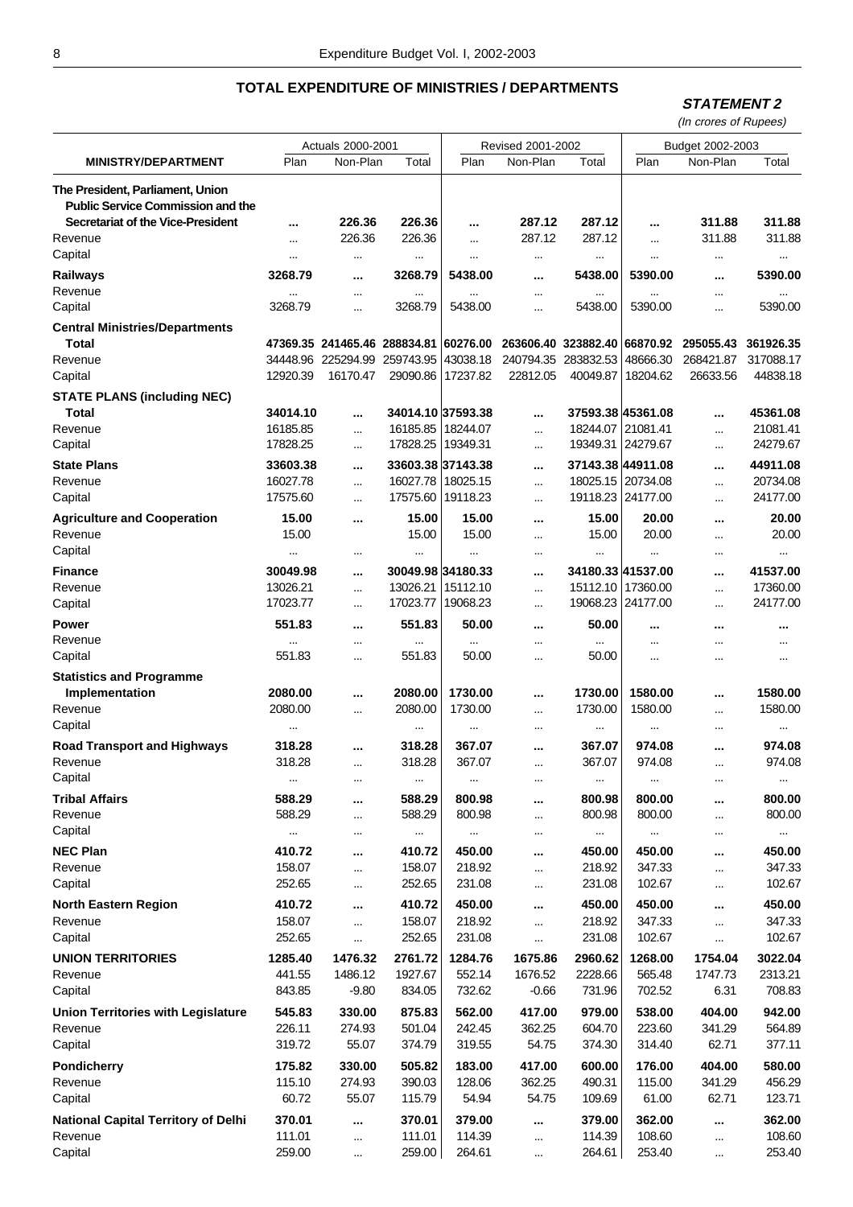## TOTAL EXPENDITURE OF MINISTRIES / DEPARTMENTS

**STATEMENT 2**

*(In crores of Rupees)*

| MINISTRY/DEPARTMENT | Actuals 2000-2001 | | | Revised 2001-2002 | | | Budget 2002-2003 | | |
|---|---|---|---|---|---|---|---|---|---|
| | Plan | Non-Plan | Total | Plan | Non-Plan | Total | Plan | Non-Plan | Total |
| **The President, Parliament, Union Public Service Commission and the Secretariat of the Vice-President** | **...** | **226.36** | **226.36** | **...** | **287.12** | **287.12** | **...** | **311.88** | **311.88** |
| Revenue | ... | 226.36 | 226.36 | ... | 287.12 | 287.12 | ... | 311.88 | 311.88 |
| Capital | ... | ... | ... | ... | ... | ... | ... | ... | ... |
| **Railways** | **3268.79** | **...** | **3268.79** | **5438.00** | **...** | **5438.00** | **5390.00** | **...** | **5390.00** |
| Revenue | ... | ... | ... | ... | ... | ... | ... | ... | ... |
| Capital | 3268.79 | ... | 3268.79 | 5438.00 | ... | 5438.00 | 5390.00 | ... | 5390.00 |
| **Central Ministries/Departments** | | | | | | | | | |
| **Total** | **47369.35** | **241465.46** | **288834.81** | **60276.00** | **263606.40** | **323882.40** | **66870.92** | **295055.43** | **361926.35** |
| Revenue | 34448.96 | 225294.99 | 259743.95 | 43038.18 | 240794.35 | 283832.53 | 48666.30 | 268421.87 | 317088.17 |
| Capital | 12920.39 | 16170.47 | 29090.86 | 17237.82 | 22812.05 | 40049.87 | 18204.62 | 26633.56 | 44838.18 |
| **STATE PLANS (including NEC)** | | | | | | | | | |
| **Total** | **34014.10** | **...** | **34014.10** | **37593.38** | **...** | **37593.38** | **45361.08** | **...** | **45361.08** |
| Revenue | 16185.85 | ... | 16185.85 | 18244.07 | ... | 18244.07 | 21081.41 | ... | 21081.41 |
| Capital | 17828.25 | ... | 17828.25 | 19349.31 | ... | 19349.31 | 24279.67 | ... | 24279.67 |
| **State Plans** | **33603.38** | **...** | **33603.38** | **37143.38** | **...** | **37143.38** | **44911.08** | **...** | **44911.08** |
| Revenue | 16027.78 | ... | 16027.78 | 18025.15 | ... | 18025.15 | 20734.08 | ... | 20734.08 |
| Capital | 17575.60 | ... | 17575.60 | 19118.23 | ... | 19118.23 | 24177.00 | ... | 24177.00 |
| **Agriculture and Cooperation** | **15.00** | **...** | **15.00** | **15.00** | **...** | **15.00** | **20.00** | **...** | **20.00** |
| Revenue | 15.00 | | 15.00 | 15.00 | ... | 15.00 | 20.00 | ... | 20.00 |
| Capital | ... | ... | ... | ... | ... | ... | ... | ... | ... |
| **Finance** | **30049.98** | **...** | **30049.98** | **34180.33** | **...** | **34180.33** | **41537.00** | **...** | **41537.00** |
| Revenue | 13026.21 | ... | 13026.21 | 15112.10 | ... | 15112.10 | 17360.00 | ... | 17360.00 |
| Capital | 17023.77 | ... | 17023.77 | 19068.23 | ... | 19068.23 | 24177.00 | ... | 24177.00 |
| **Power** | **551.83** | **...** | **551.83** | **50.00** | **...** | **50.00** | **...** | **...** | **...** |
| Revenue | ... | ... | ... | ... | ... | ... | ... | ... | ... |
| Capital | 551.83 | ... | 551.83 | 50.00 | ... | 50.00 | ... | ... | ... |
| **Statistics and Programme Implementation** | **2080.00** | **...** | **2080.00** | **1730.00** | **...** | **1730.00** | **1580.00** | **...** | **1580.00** |
| Revenue | 2080.00 | ... | 2080.00 | 1730.00 | ... | 1730.00 | 1580.00 | ... | 1580.00 |
| Capital | ... | | ... | ... | ... | ... | ... | ... | ... |
| **Road Transport and Highways** | **318.28** | **...** | **318.28** | **367.07** | **...** | **367.07** | **974.08** | **...** | **974.08** |
| Revenue | 318.28 | ... | 318.28 | 367.07 | ... | 367.07 | 974.08 | ... | 974.08 |
| Capital | ... | ... | ... | ... | ... | ... | ... | ... | ... |
| **Tribal Affairs** | **588.29** | **...** | **588.29** | **800.98** | **...** | **800.98** | **800.00** | **...** | **800.00** |
| Revenue | 588.29 | ... | 588.29 | 800.98 | ... | 800.98 | 800.00 | ... | 800.00 |
| Capital | ... | ... | ... | ... | ... | ... | ... | ... | ... |
| **NEC Plan** | **410.72** | **...** | **410.72** | **450.00** | **...** | **450.00** | **450.00** | **...** | **450.00** |
| Revenue | 158.07 | ... | 158.07 | 218.92 | ... | 218.92 | 347.33 | ... | 347.33 |
| Capital | 252.65 | ... | 252.65 | 231.08 | ... | 231.08 | 102.67 | ... | 102.67 |
| **North Eastern Region** | **410.72** | **...** | **410.72** | **450.00** | **...** | **450.00** | **450.00** | **...** | **450.00** |
| Revenue | 158.07 | ... | 158.07 | 218.92 | ... | 218.92 | 347.33 | ... | 347.33 |
| Capital | 252.65 | ... | 252.65 | 231.08 | ... | 231.08 | 102.67 | ... | 102.67 |
| **UNION TERRITORIES** | **1285.40** | **1476.32** | **2761.72** | **1284.76** | **1675.86** | **2960.62** | **1268.00** | **1754.04** | **3022.04** |
| Revenue | 441.55 | 1486.12 | 1927.67 | 552.14 | 1676.52 | 2228.66 | 565.48 | 1747.73 | 2313.21 |
| Capital | 843.85 | -9.80 | 834.05 | 732.62 | -0.66 | 731.96 | 702.52 | 6.31 | 708.83 |
| **Union Territories with Legislature** | **545.83** | **330.00** | **875.83** | **562.00** | **417.00** | **979.00** | **538.00** | **404.00** | **942.00** |
| Revenue | 226.11 | 274.93 | 501.04 | 242.45 | 362.25 | 604.70 | 223.60 | 341.29 | 564.89 |
| Capital | 319.72 | 55.07 | 374.79 | 319.55 | 54.75 | 374.30 | 314.40 | 62.71 | 377.11 |
| **Pondicherry** | **175.82** | **330.00** | **505.82** | **183.00** | **417.00** | **600.00** | **176.00** | **404.00** | **580.00** |
| Revenue | 115.10 | 274.93 | 390.03 | 128.06 | 362.25 | 490.31 | 115.00 | 341.29 | 456.29 |
| Capital | 60.72 | 55.07 | 115.79 | 54.94 | 54.75 | 109.69 | 61.00 | 62.71 | 123.71 |
| **National Capital Territory of Delhi** | **370.01** | **...** | **370.01** | **379.00** | **...** | **379.00** | **362.00** | **...** | **362.00** |
| Revenue | 111.01 | ... | 111.01 | 114.39 | ... | 114.39 | 108.60 | ... | 108.60 |
| Capital | 259.00 | ... | 259.00 | 264.61 | ... | 264.61 | 253.40 | ... | 253.40 |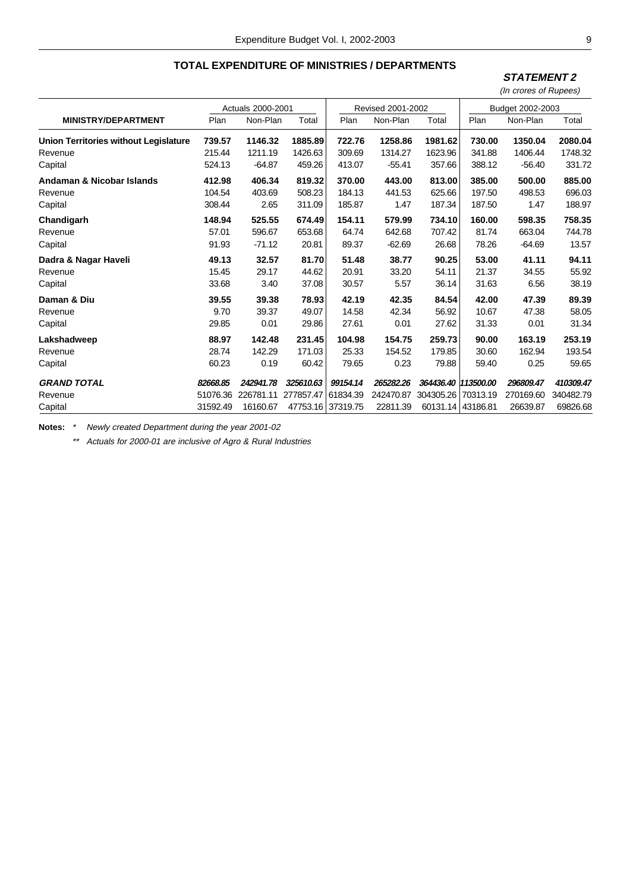## TOTAL EXPENDITURE OF MINISTRIES / DEPARTMENTS

***STATEMENT 2***

*(In crores of Rupees)*

| MINISTRY/DEPARTMENT | Actuals 2000-2001 | | | Revised 2001-2002 | | | Budget 2002-2003 | | |
|---|---|---|---|---|---|---|---|---|---|
| | Plan | Non-Plan | Total | Plan | Non-Plan | Total | Plan | Non-Plan | Total |
| **Union Territories without Legislature** | **739.57** | **1146.32** | **1885.89** | **722.76** | **1258.86** | **1981.62** | **730.00** | **1350.04** | **2080.04** |
| Revenue | 215.44 | 1211.19 | 1426.63 | 309.69 | 1314.27 | 1623.96 | 341.88 | 1406.44 | 1748.32 |
| Capital | 524.13 | -64.87 | 459.26 | 413.07 | -55.41 | 357.66 | 388.12 | -56.40 | 331.72 |
| **Andaman & Nicobar Islands** | **412.98** | **406.34** | **819.32** | **370.00** | **443.00** | **813.00** | **385.00** | **500.00** | **885.00** |
| Revenue | 104.54 | 403.69 | 508.23 | 184.13 | 441.53 | 625.66 | 197.50 | 498.53 | 696.03 |
| Capital | 308.44 | 2.65 | 311.09 | 185.87 | 1.47 | 187.34 | 187.50 | 1.47 | 188.97 |
| **Chandigarh** | **148.94** | **525.55** | **674.49** | **154.11** | **579.99** | **734.10** | **160.00** | **598.35** | **758.35** |
| Revenue | 57.01 | 596.67 | 653.68 | 64.74 | 642.68 | 707.42 | 81.74 | 663.04 | 744.78 |
| Capital | 91.93 | -71.12 | 20.81 | 89.37 | -62.69 | 26.68 | 78.26 | -64.69 | 13.57 |
| **Dadra & Nagar Haveli** | **49.13** | **32.57** | **81.70** | **51.48** | **38.77** | **90.25** | **53.00** | **41.11** | **94.11** |
| Revenue | 15.45 | 29.17 | 44.62 | 20.91 | 33.20 | 54.11 | 21.37 | 34.55 | 55.92 |
| Capital | 33.68 | 3.40 | 37.08 | 30.57 | 5.57 | 36.14 | 31.63 | 6.56 | 38.19 |
| **Daman & Diu** | **39.55** | **39.38** | **78.93** | **42.19** | **42.35** | **84.54** | **42.00** | **47.39** | **89.39** |
| Revenue | 9.70 | 39.37 | 49.07 | 14.58 | 42.34 | 56.92 | 10.67 | 47.38 | 58.05 |
| Capital | 29.85 | 0.01 | 29.86 | 27.61 | 0.01 | 27.62 | 31.33 | 0.01 | 31.34 |
| **Lakshadweep** | **88.97** | **142.48** | **231.45** | **104.98** | **154.75** | **259.73** | **90.00** | **163.19** | **253.19** |
| Revenue | 28.74 | 142.29 | 171.03 | 25.33 | 154.52 | 179.85 | 30.60 | 162.94 | 193.54 |
| Capital | 60.23 | 0.19 | 60.42 | 79.65 | 0.23 | 79.88 | 59.40 | 0.25 | 59.65 |
| ***GRAND TOTAL*** | ***82668.85*** | ***242941.78*** | ***325610.63*** | ***99154.14*** | ***265282.26*** | ***364436.40*** | ***113500.00*** | ***296809.47*** | ***410309.47*** |
| Revenue | 51076.36 | 226781.11 | 277857.47 | 61834.39 | 242470.87 | 304305.26 | 70313.19 | 270169.60 | 340482.79 |
| Capital | 31592.49 | 16160.67 | 47753.16 | 37319.75 | 22811.39 | 60131.14 | 43186.81 | 26639.87 | 69826.68 |

**Notes:** * *Newly created Department during the year 2001-02*

\*\* *Actuals for 2000-01 are inclusive of Agro & Rural Industries*